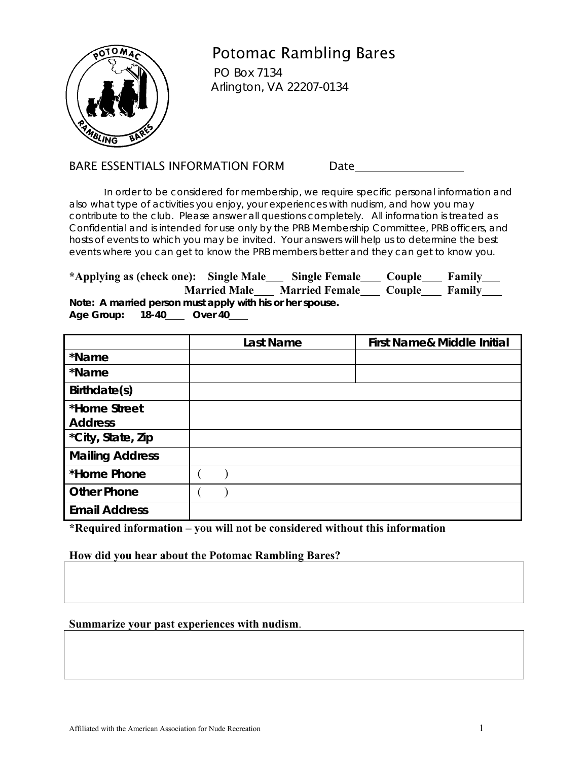# Potomac Rambling Bares

PO Box 7134
Arlington, VA 22207-0134

## BARE ESSENTIALS INFORMATION FORM

Date\_\_\_\_\_\_\_\_\_\_\_\_\_\_\_\_\_\_\_\_

In order to be considered for membership, we require specific personal information and also what type of activities you enjoy, your experiences with nudism, and how you may contribute to the club. Please answer all questions completely. All information is treated as Confidential and is intended for use only by the PRB Membership Committee, PRB officers, and hosts of events to which you may be invited. Your answers will help us to determine the best events where you can get to know the PRB members better and they can get to know you.

**\*Applying as (check one): Single Male\_\_\_ Single Female\_\_\_ Couple\_\_\_ Family\_\_\_**
**Married Male\_\_\_ Married Female\_\_\_ Couple\_\_\_ Family\_\_\_**

**Note: A married person must apply with his or her spouse.**

**Age Group: 18-40\_\_\_ Over 40\_\_\_**

| | Last Name | First Name & Middle Initial |
|---|---|---|
| \*Name | | |
| \*Name | | |
| Birthdate(s) | | |
| \*Home Street Address | | |
| \*City, State, Zip | | |
| Mailing Address | | |
| \*Home Phone | (   ) | |
| Other Phone | (   ) | |
| Email Address | | |

**\*Required information – you will not be considered without this information**

**How did you hear about the Potomac Rambling Bares?**

**Summarize your past experiences with nudism.**

Affiliated with the American Association for Nude Recreation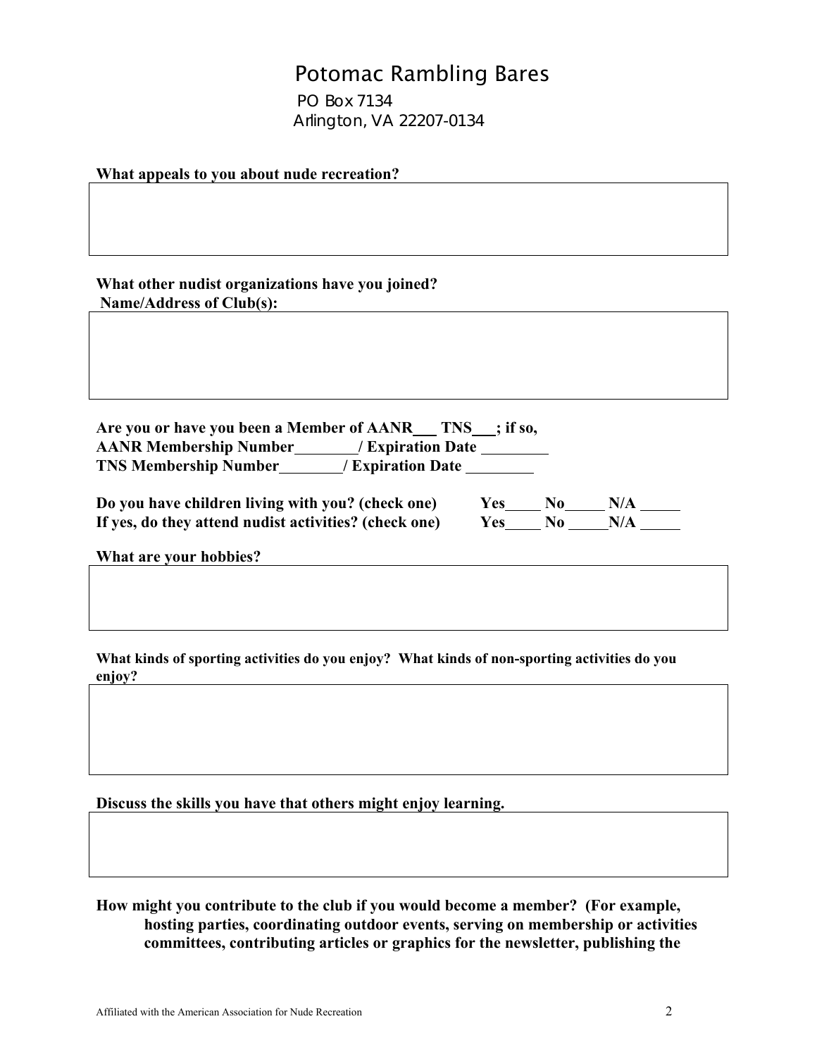# Potomac Rambling Bares

PO Box 7134
Arlington, VA 22207-0134

**What appeals to you about nude recreation?**

**What other nudist organizations have you joined?**
**Name/Address of Club(s):**

**Are you or have you been a Member of AANR\_\_\_ TNS\_\_\_; if so,**
**AANR Membership Number\_\_\_\_\_\_\_\_/ Expiration Date \_\_\_\_\_\_\_\_**
**TNS Membership Number\_\_\_\_\_\_\_\_/ Expiration Date \_\_\_\_\_\_\_\_**

**Do you have children living with you? (check one)** **Yes\_\_\_\_\_ No\_\_\_\_\_ N/A \_\_\_\_\_**
**If yes, do they attend nudist activities? (check one)** **Yes\_\_\_\_\_ No \_\_\_\_\_N/A \_\_\_\_\_**

**What are your hobbies?**

**What kinds of sporting activities do you enjoy? What kinds of non-sporting activities do you enjoy?**

**Discuss the skills you have that others might enjoy learning.**

**How might you contribute to the club if you would become a member? (For example, hosting parties, coordinating outdoor events, serving on membership or activities committees, contributing articles or graphics for the newsletter, publishing the**

Affiliated with the American Association for Nude Recreation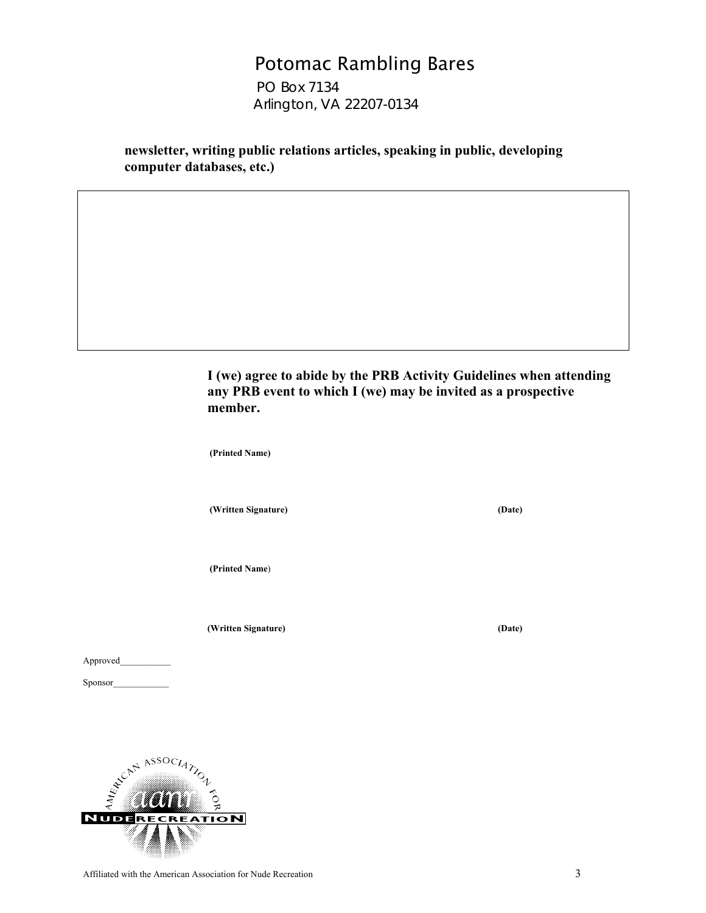Potomac Rambling Bares
PO Box 7134
Arlington, VA 22207-0134

**newsletter, writing public relations articles, speaking in public, developing computer databases, etc.)**

**I (we) agree to abide by the PRB Activity Guidelines when attending any PRB event to which I (we) may be invited as a prospective member.**

**(Printed Name)**

**(Written Signature)** **(Date)**

**(Printed Name)**

**(Written Signature)** **(Date)**

Approved___________

Sponsor____________

Affiliated with the American Association for Nude Recreation